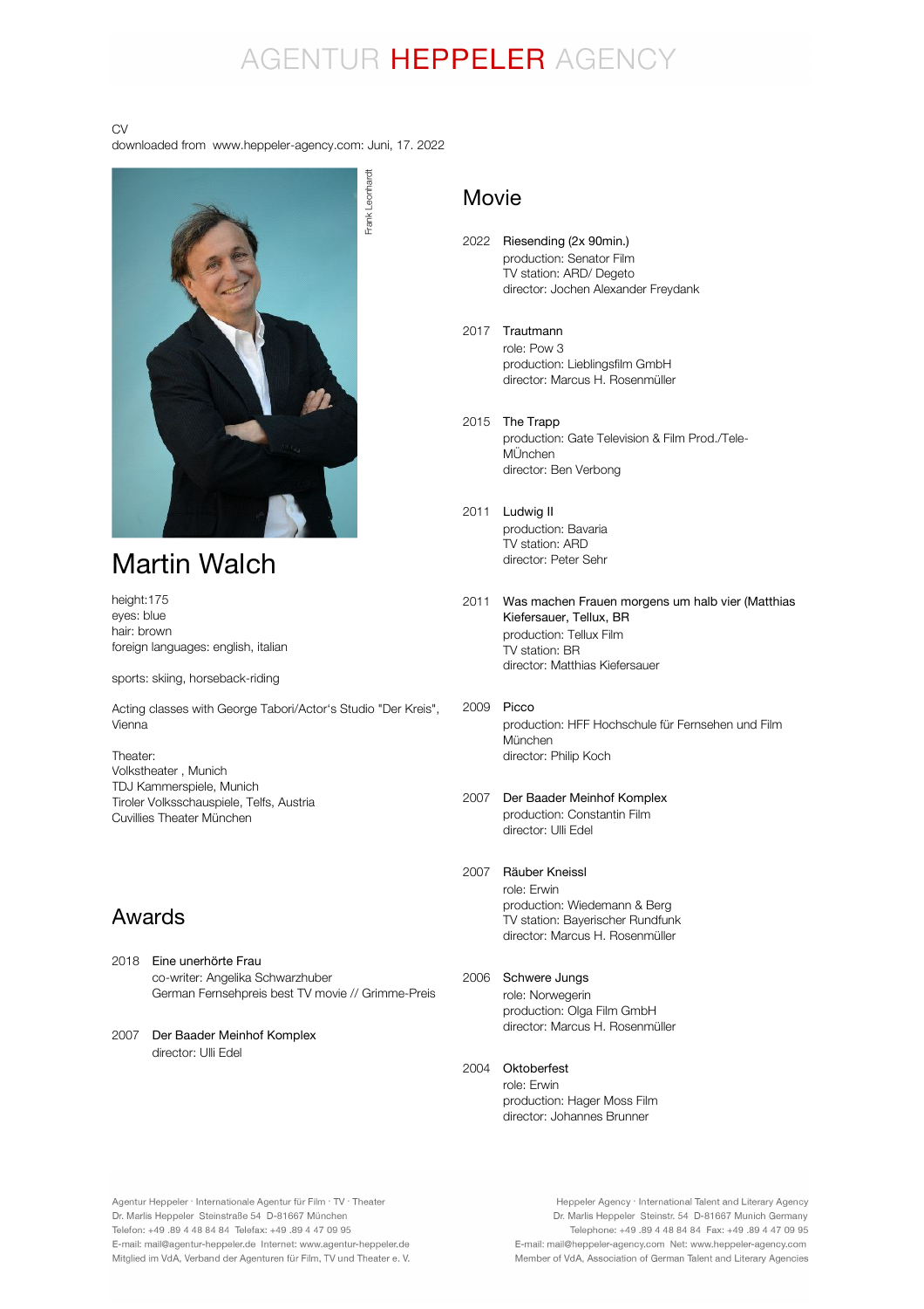# AGENTUR HEPPELER AGENCY

CV
downloaded from www.heppeler-agency.com: Juni, 17. 2022

Frank Leonhardt

## Martin Walch

height:175
eyes: blue
hair: brown
foreign languages: english, italian

sports: skiing, horseback-riding

Acting classes with George Tabori/Actor's Studio "Der Kreis", Vienna

Theater:
Volkstheater , Munich
TDJ Kammerspiele, Munich
Tiroler Volksschauspiele, Telfs, Austria
Cuvillies Theater München

## Awards

2018 Eine unerhörte Frau
co-writer: Angelika Schwarzhuber
German Fernsehpreis best TV movie // Grimme-Preis

2007 Der Baader Meinhof Komplex
director: Ulli Edel

## Movie

2022 Riesending (2x 90min.)
production: Senator Film
TV station: ARD/ Degeto
director: Jochen Alexander Freydank

2017 Trautmann
role: Pow 3
production: Lieblingsfilm GmbH
director: Marcus H. Rosenmüller

2015 The Trapp
production: Gate Television & Film Prod./Tele-MÜnchen
director: Ben Verbong

2011 Ludwig II
production: Bavaria
TV station: ARD
director: Peter Sehr

2011 Was machen Frauen morgens um halb vier (Matthias Kiefersauer, Tellux, BR
production: Tellux Film
TV station: BR
director: Matthias Kiefersauer

2009 Picco
production: HFF Hochschule für Fernsehen und Film München
director: Philip Koch

2007 Der Baader Meinhof Komplex
production: Constantin Film
director: Ulli Edel

2007 Räuber Kneissl
role: Erwin
production: Wiedemann & Berg
TV station: Bayerischer Rundfunk
director: Marcus H. Rosenmüller

2006 Schwere Jungs
role: Norwegerin
production: Olga Film GmbH
director: Marcus H. Rosenmüller

2004 Oktoberfest
role: Erwin
production: Hager Moss Film
director: Johannes Brunner

Agentur Heppeler · Internationale Agentur für Film · TV · Theater
Dr. Marlis Heppeler Steinstraße 54 D-81667 München
Telefon: +49 .89 4 48 84 84 Telefax: +49 .89 4 47 09 95
E-mail: mail@agentur-heppeler.de Internet: www.agentur-heppeler.de
Mitglied im VdA, Verband der Agenturen für Film, TV und Theater e. V.

Heppeler Agency · International Talent and Literary Agency
Dr. Marlis Heppeler Steinstr. 54 D-81667 Munich Germany
Telephone: +49 .89 4 48 84 84 Fax: +49 .89 4 47 09 95
E-mail: mail@heppeler-agency.com Net: www.heppeler-agency.com
Member of VdA, Association of German Talent and Literary Agencies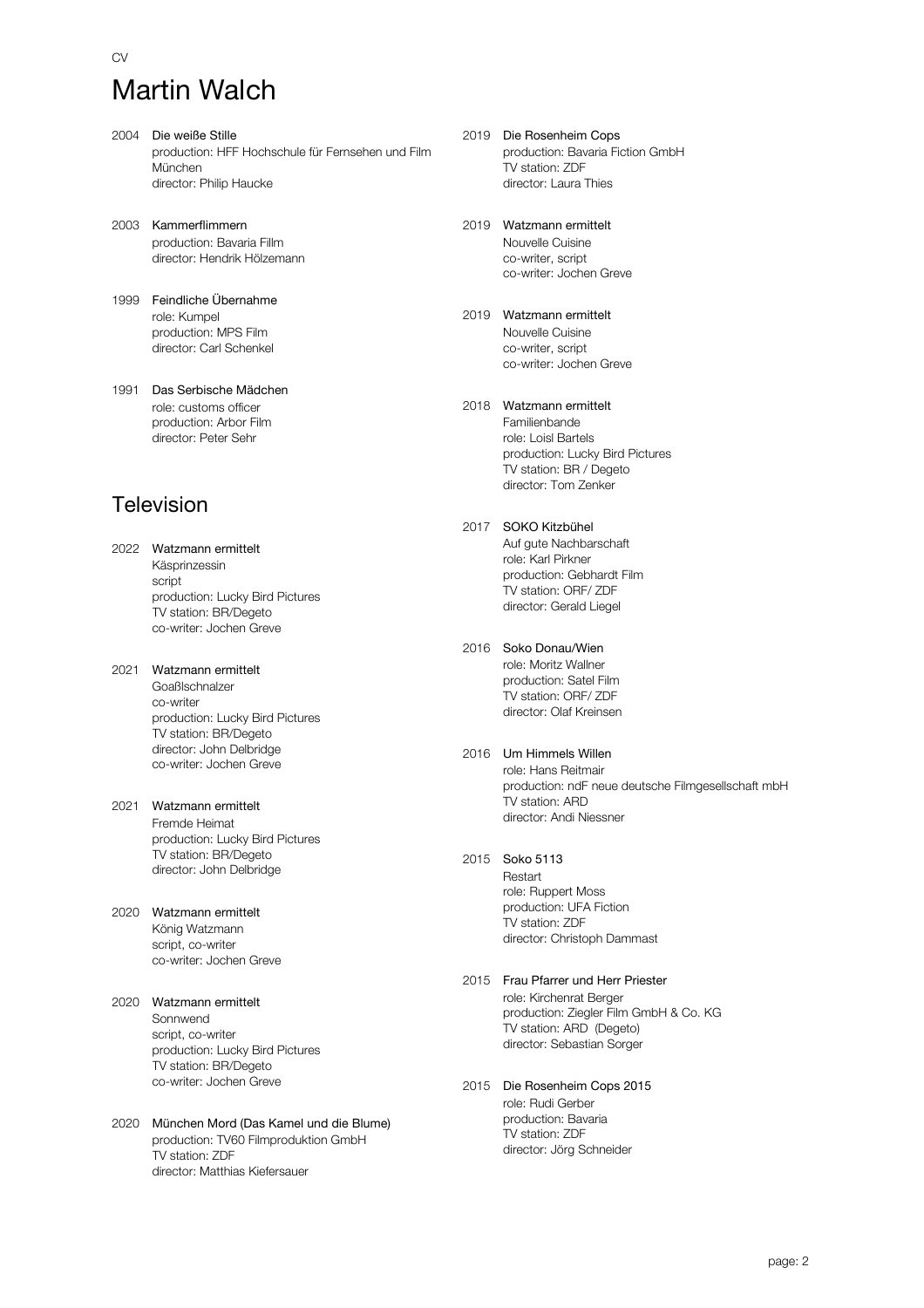CV

# Martin Walch

2004 Die weiße Stille
production: HFF Hochschule für Fernsehen und Film München
director: Philip Haucke

2003 Kammerflimmern
production: Bavaria Fillm
director: Hendrik Hölzemann

1999 Feindliche Übernahme
role: Kumpel
production: MPS Film
director: Carl Schenkel

1991 Das Serbische Mädchen
role: customs officer
production: Arbor Film
director: Peter Sehr

## Television

2022 Watzmann ermittelt
Käsprinzessin
script
production: Lucky Bird Pictures
TV station: BR/Degeto
co-writer: Jochen Greve

2021 Watzmann ermittelt
Goaßlschnalzer
co-writer
production: Lucky Bird Pictures
TV station: BR/Degeto
director: John Delbridge
co-writer: Jochen Greve

2021 Watzmann ermittelt
Fremde Heimat
production: Lucky Bird Pictures
TV station: BR/Degeto
director: John Delbridge

2020 Watzmann ermittelt
König Watzmann
script, co-writer
co-writer: Jochen Greve

2020 Watzmann ermittelt
Sonnwend
script, co-writer
production: Lucky Bird Pictures
TV station: BR/Degeto
co-writer: Jochen Greve

2020 München Mord (Das Kamel und die Blume)
production: TV60 Filmproduktion GmbH
TV station: ZDF
director: Matthias Kiefersauer

2019 Die Rosenheim Cops
production: Bavaria Fiction GmbH
TV station: ZDF
director: Laura Thies

2019 Watzmann ermittelt
Nouvelle Cuisine
co-writer, script
co-writer: Jochen Greve

2019 Watzmann ermittelt
Nouvelle Cuisine
co-writer, script
co-writer: Jochen Greve

2018 Watzmann ermittelt
Familienbande
role: Loisl Bartels
production: Lucky Bird Pictures
TV station: BR / Degeto
director: Tom Zenker

2017 SOKO Kitzbühel
Auf gute Nachbarschaft
role: Karl Pirkner
production: Gebhardt Film
TV station: ORF/ ZDF
director: Gerald Liegel

2016 Soko Donau/Wien
role: Moritz Wallner
production: Satel Film
TV station: ORF/ ZDF
director: Olaf Kreinsen

2016 Um Himmels Willen
role: Hans Reitmair
production: ndF neue deutsche Filmgesellschaft mbH
TV station: ARD
director: Andi Niessner

2015 Soko 5113
Restart
role: Ruppert Moss
production: UFA Fiction
TV station: ZDF
director: Christoph Dammast

2015 Frau Pfarrer und Herr Priester
role: Kirchenrat Berger
production: Ziegler Film GmbH & Co. KG
TV station: ARD (Degeto)
director: Sebastian Sorger

2015 Die Rosenheim Cops 2015
role: Rudi Gerber
production: Bavaria
TV station: ZDF
director: Jörg Schneider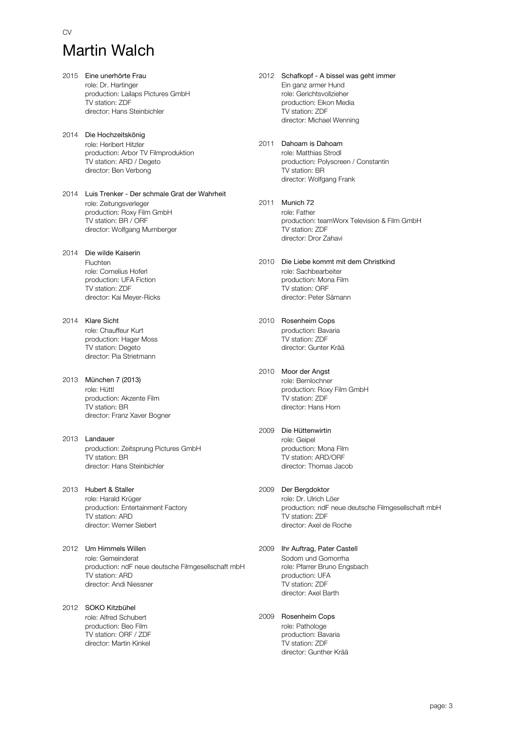CV

# Martin Walch

2015 **Eine unerhörte Frau**
role: Dr. Hartinger
production: Lailaps Pictures GmbH
TV station: ZDF
director: Hans Steinbichler

2014 **Die Hochzeitskönig**
role: Heribert Hitzler
production: Arbor TV Filmproduktion
TV station: ARD / Degeto
director: Ben Verbong

2014 **Luis Trenker - Der schmale Grat der Wahrheit**
role: Zeitungsverleger
production: Roxy Film GmbH
TV station: BR / ORF
director: Wolfgang Murnberger

2014 **Die wilde Kaiserin**
Fluchten
role: Cornelius Hoferl
production: UFA Fiction
TV station: ZDF
director: Kai Meyer-Ricks

2014 **Klare Sicht**
role: Chauffeur Kurt
production: Hager Moss
TV station: Degeto
director: Pia Strietmann

2013 **München 7 (2013)**
role: Hüttl
production: Akzente Film
TV station: BR
director: Franz Xaver Bogner

2013 **Landauer**
production: Zeitsprung Pictures GmbH
TV station: BR
director: Hans Steinbichler

2013 **Hubert & Staller**
role: Harald Krüger
production: Entertainment Factory
TV station: ARD
director: Werner Siebert

2012 **Um Himmels Willen**
role: Gemeinderat
production: ndF neue deutsche Filmgesellschaft mbH
TV station: ARD
director: Andi Niessner

2012 **SOKO Kitzbühel**
role: Alfred Schubert
production: Beo Film
TV station: ORF / ZDF
director: Martin Kinkel

2012 **Schafkopf - A bissel was geht immer**
Ein ganz armer Hund
role: Gerichtsvollzieher
production: Eikon Media
TV station: ZDF
director: Michael Wenning

2011 **Dahoam is Dahoam**
role: Matthias Strodl
production: Polyscreen / Constantin
TV station: BR
director: Wolfgang Frank

2011 **Munich 72**
role: Father
production: teamWorx Television & Film GmbH
TV station: ZDF
director: Dror Zahavi

2010 **Die Liebe kommt mit dem Christkind**
role: Sachbearbeiter
production: Mona Film
TV station: ORF
director: Peter Sämann

2010 **Rosenheim Cops**
production: Bavaria
TV station: ZDF
director: Gunter Krää

2010 **Moor der Angst**
role: Bernlochner
production: Roxy Film GmbH
TV station: ZDF
director: Hans Horn

2009 **Die Hüttenwirtin**
role: Geipel
production: Mona Film
TV station: ARD/ORF
director: Thomas Jacob

2009 **Der Bergdoktor**
role: Dr. Ulrich Löer
production: ndF neue deutsche Filmgesellschaft mbH
TV station: ZDF
director: Axel de Roche

2009 **Ihr Auftrag, Pater Castell**
Sodom und Gomorrha
role: Pfarrer Bruno Engsbach
production: UFA
TV station: ZDF
director: Axel Barth

2009 **Rosenheim Cops**
role: Pathologe
production: Bavaria
TV station: ZDF
director: Gunther Krää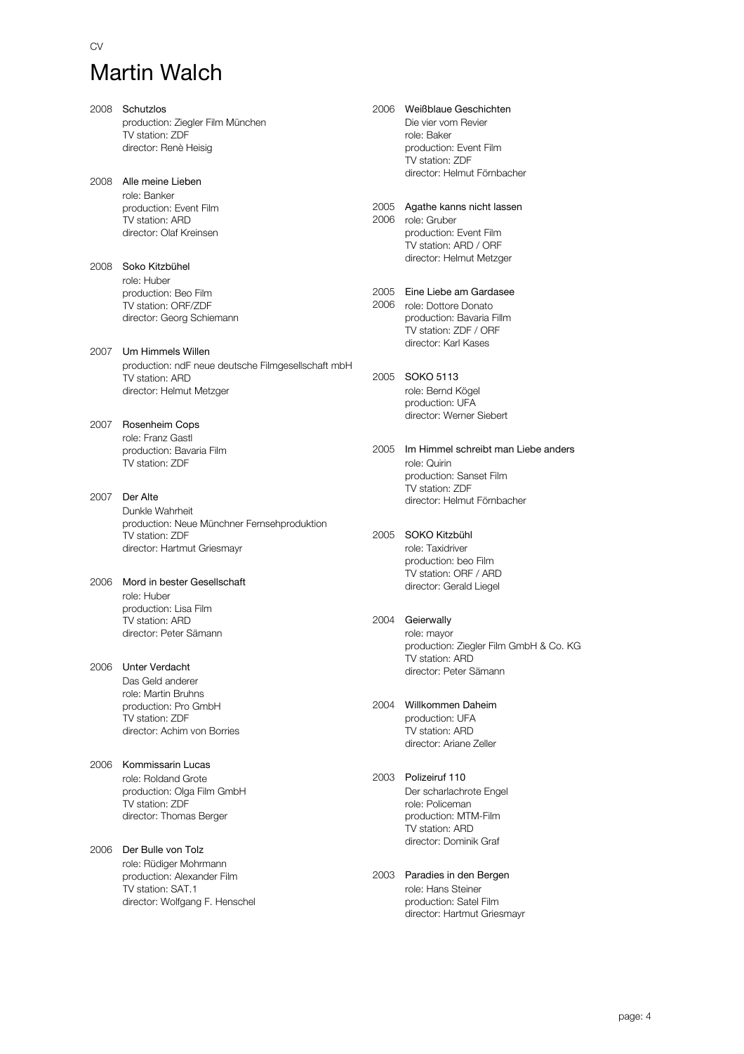CV

# Martin Walch

2008 **Schutzlos**
production: Ziegler Film München
TV station: ZDF
director: Renè Heisig

2008 **Alle meine Lieben**
role: Banker
production: Event Film
TV station: ARD
director: Olaf Kreinsen

2008 **Soko Kitzbühel**
role: Huber
production: Beo Film
TV station: ORF/ZDF
director: Georg Schiemann

2007 **Um Himmels Willen**
production: ndF neue deutsche Filmgesellschaft mbH
TV station: ARD
director: Helmut Metzger

2007 **Rosenheim Cops**
role: Franz Gastl
production: Bavaria Film
TV station: ZDF

2007 **Der Alte**
Dunkle Wahrheit
production: Neue Münchner Fernsehproduktion
TV station: ZDF
director: Hartmut Griesmayr

2006 **Mord in bester Gesellschaft**
role: Huber
production: Lisa Film
TV station: ARD
director: Peter Sämann

2006 **Unter Verdacht**
Das Geld anderer
role: Martin Bruhns
production: Pro GmbH
TV station: ZDF
director: Achim von Borries

2006 **Kommissarin Lucas**
role: Roldand Grote
production: Olga Film GmbH
TV station: ZDF
director: Thomas Berger

2006 **Der Bulle von Tolz**
role: Rüdiger Mohrmann
production: Alexander Film
TV station: SAT.1
director: Wolfgang F. Henschel

2006 **Weißblaue Geschichten**
Die vier vom Revier
role: Baker
production: Event Film
TV station: ZDF
director: Helmut Förnbacher

2005
2006 **Agathe kanns nicht lassen**
role: Gruber
production: Event Film
TV station: ARD / ORF
director: Helmut Metzger

2005
2006 **Eine Liebe am Gardasee**
role: Dottore Donato
production: Bavaria Fillm
TV station: ZDF / ORF
director: Karl Kases

2005 **SOKO 5113**
role: Bernd Kögel
production: UFA
director: Werner Siebert

2005 **Im Himmel schreibt man Liebe anders**
role: Quirin
production: Sanset Film
TV station: ZDF
director: Helmut Förnbacher

2005 **SOKO Kitzbühl**
role: Taxidriver
production: beo Film
TV station: ORF / ARD
director: Gerald Liegel

2004 **Geierwally**
role: mayor
production: Ziegler Film GmbH & Co. KG
TV station: ARD
director: Peter Sämann

2004 **Willkommen Daheim**
production: UFA
TV station: ARD
director: Ariane Zeller

2003 **Polizeiruf 110**
Der scharlachrote Engel
role: Policeman
production: MTM-Film
TV station: ARD
director: Dominik Graf

2003 **Paradies in den Bergen**
role: Hans Steiner
production: Satel Film
director: Hartmut Griesmayr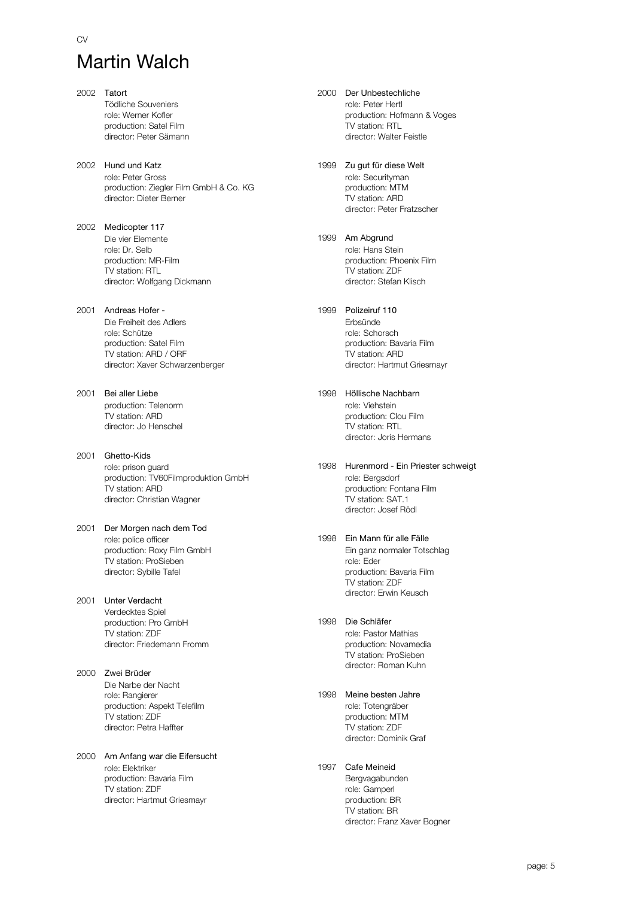CV

# Martin Walch

2002 **Tatort**
Tödliche Souveniers
role: Werner Kofler
production: Satel Film
director: Peter Sämann

2002 **Hund und Katz**
role: Peter Gross
production: Ziegler Film GmbH & Co. KG
director: Dieter Berner

2002 **Medicopter 117**
Die vier Elemente
role: Dr. Selb
production: MR-Film
TV station: RTL
director: Wolfgang Dickmann

2001 **Andreas Hofer -**
Die Freiheit des Adlers
role: Schütze
production: Satel Film
TV station: ARD / ORF
director: Xaver Schwarzenberger

2001 **Bei aller Liebe**
production: Telenorm
TV station: ARD
director: Jo Henschel

2001 **Ghetto-Kids**
role: prison guard
production: TV60Filmproduktion GmbH
TV station: ARD
director: Christian Wagner

2001 **Der Morgen nach dem Tod**
role: police officer
production: Roxy Film GmbH
TV station: ProSieben
director: Sybille Tafel

2001 **Unter Verdacht**
Verdecktes Spiel
production: Pro GmbH
TV station: ZDF
director: Friedemann Fromm

2000 **Zwei Brüder**
Die Narbe der Nacht
role: Rangierer
production: Aspekt Telefilm
TV station: ZDF
director: Petra Haffter

2000 **Am Anfang war die Eifersucht**
role: Elektriker
production: Bavaria Film
TV station: ZDF
director: Hartmut Griesmayr

2000 **Der Unbestechliche**
role: Peter Hertl
production: Hofmann & Voges
TV station: RTL
director: Walter Feistle

1999 **Zu gut für diese Welt**
role: Securityman
production: MTM
TV station: ARD
director: Peter Fratzscher

1999 **Am Abgrund**
role: Hans Stein
production: Phoenix Film
TV station: ZDF
director: Stefan Klisch

1999 **Polizeiruf 110**
Erbsünde
role: Schorsch
production: Bavaria Film
TV station: ARD
director: Hartmut Griesmayr

1998 **Höllische Nachbarn**
role: Viehstein
production: Clou Film
TV station: RTL
director: Joris Hermans

1998 **Hurenmord - Ein Priester schweigt**
role: Bergsdorf
production: Fontana Film
TV station: SAT.1
director: Josef Rödl

1998 **Ein Mann für alle Fälle**
Ein ganz normaler Totschlag
role: Eder
production: Bavaria Film
TV station: ZDF
director: Erwin Keusch

1998 **Die Schläfer**
role: Pastor Mathias
production: Novamedia
TV station: ProSieben
director: Roman Kuhn

1998 **Meine besten Jahre**
role: Totengräber
production: MTM
TV station: ZDF
director: Dominik Graf

1997 **Cafe Meineid**
Bergvagabunden
role: Gamperl
production: BR
TV station: BR
director: Franz Xaver Bogner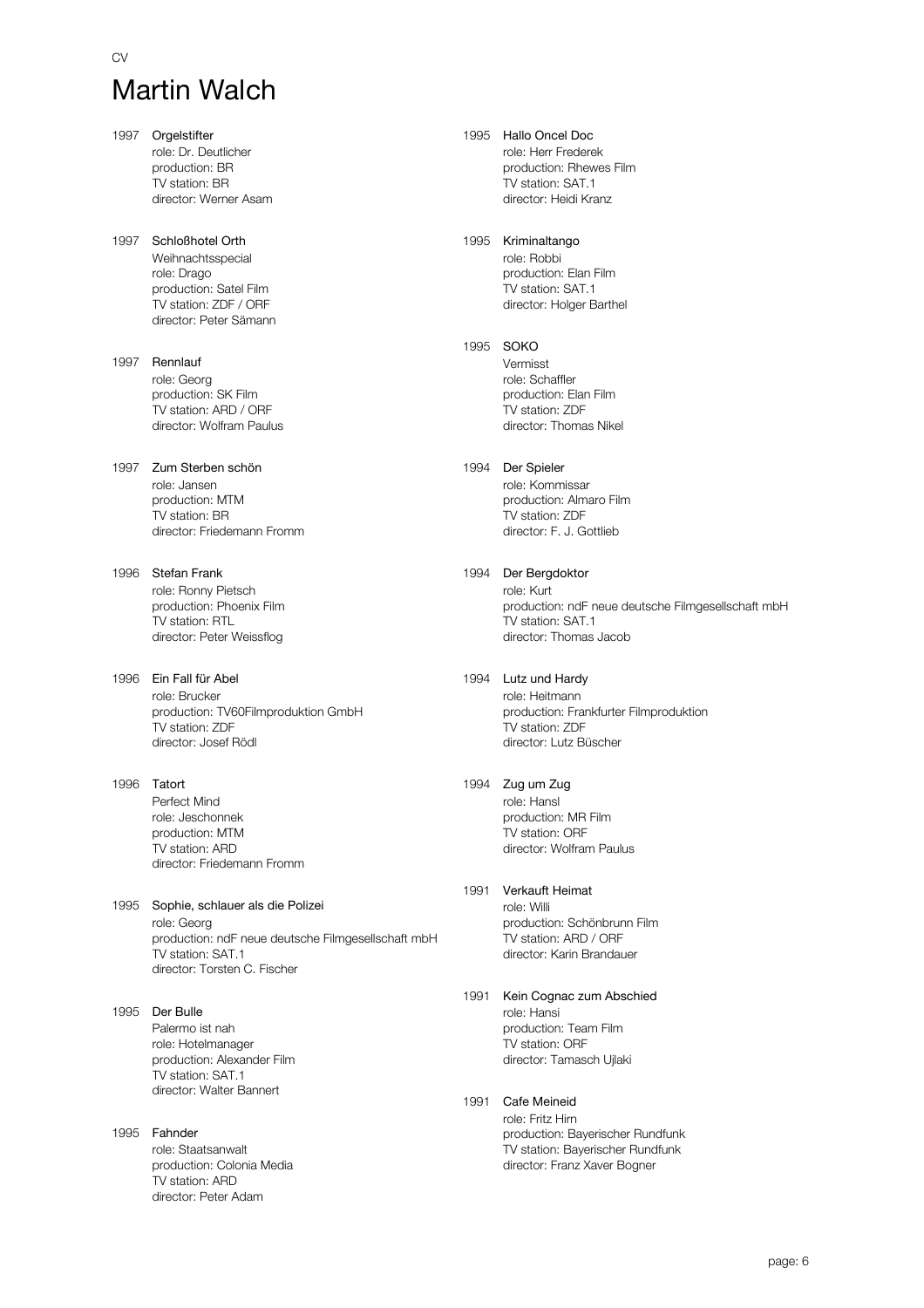CV

# Martin Walch

1997 **Orgelstifter**
role: Dr. Deutlicher
production: BR
TV station: BR
director: Werner Asam

1997 **Schloßhotel Orth**
Weihnachtsspecial
role: Drago
production: Satel Film
TV station: ZDF / ORF
director: Peter Sämann

1997 **Rennlauf**
role: Georg
production: SK Film
TV station: ARD / ORF
director: Wolfram Paulus

1997 **Zum Sterben schön**
role: Jansen
production: MTM
TV station: BR
director: Friedemann Fromm

1996 **Stefan Frank**
role: Ronny Pietsch
production: Phoenix Film
TV station: RTL
director: Peter Weissflog

1996 **Ein Fall für Abel**
role: Brucker
production: TV60Filmproduktion GmbH
TV station: ZDF
director: Josef Rödl

1996 **Tatort**
Perfect Mind
role: Jeschonnek
production: MTM
TV station: ARD
director: Friedemann Fromm

1995 **Sophie, schlauer als die Polizei**
role: Georg
production: ndF neue deutsche Filmgesellschaft mbH
TV station: SAT.1
director: Torsten C. Fischer

1995 **Der Bulle**
Palermo ist nah
role: Hotelmanager
production: Alexander Film
TV station: SAT.1
director: Walter Bannert

1995 **Fahnder**
role: Staatsanwalt
production: Colonia Media
TV station: ARD
director: Peter Adam

1995 **Hallo Oncel Doc**
role: Herr Frederek
production: Rhewes Film
TV station: SAT.1
director: Heidi Kranz

1995 **Kriminaltango**
role: Robbi
production: Elan Film
TV station: SAT.1
director: Holger Barthel

1995 **SOKO**
Vermisst
role: Schaffler
production: Elan Film
TV station: ZDF
director: Thomas Nikel

1994 **Der Spieler**
role: Kommissar
production: Almaro Film
TV station: ZDF
director: F. J. Gottlieb

1994 **Der Bergdoktor**
role: Kurt
production: ndF neue deutsche Filmgesellschaft mbH
TV station: SAT.1
director: Thomas Jacob

1994 **Lutz und Hardy**
role: Heitmann
production: Frankfurter Filmproduktion
TV station: ZDF
director: Lutz Büscher

1994 **Zug um Zug**
role: Hansl
production: MR Film
TV station: ORF
director: Wolfram Paulus

1991 **Verkauft Heimat**
role: Willi
production: Schönbrunn Film
TV station: ARD / ORF
director: Karin Brandauer

1991 **Kein Cognac zum Abschied**
role: Hansi
production: Team Film
TV station: ORF
director: Tamasch Ujlaki

1991 **Cafe Meineid**
role: Fritz Hirn
production: Bayerischer Rundfunk
TV station: Bayerischer Rundfunk
director: Franz Xaver Bogner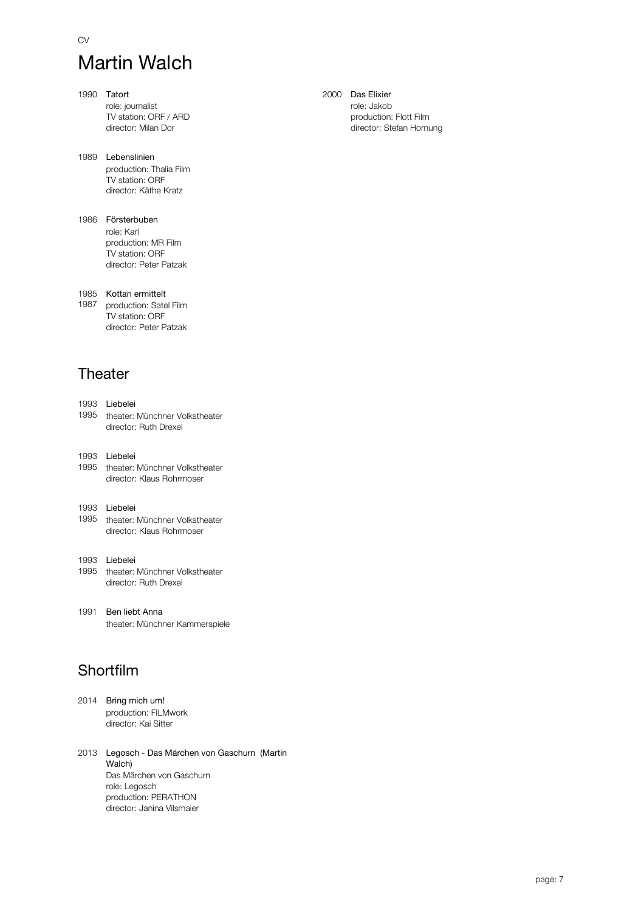CV

# Martin Walch

1990 **Tatort**
role: journalist
TV station: ORF / ARD
director: Milan Dor

1989 **Lebenslinien**
production: Thalia Film
TV station: ORF
director: Käthe Kratz

1986 **Försterbuben**
role: Karl
production: MR Film
TV station: ORF
director: Peter Patzak

1985
1987 **Kottan ermittelt**
production: Satel Film
TV station: ORF
director: Peter Patzak

2000 **Das Elixier**
role: Jakob
production: Flott Film
director: Stefan Hornung

## Theater

1993
1995 **Liebelei**
theater: Münchner Volkstheater
director: Ruth Drexel

1993
1995 **Liebelei**
theater: Münchner Volkstheater
director: Klaus Rohrmoser

1993
1995 **Liebelei**
theater: Münchner Volkstheater
director: Klaus Rohrmoser

1993
1995 **Liebelei**
theater: Münchner Volkstheater
director: Ruth Drexel

1991 **Ben liebt Anna**
theater: Münchner Kammerspiele

## Shortfilm

2014 **Bring mich um!**
production: FILMwork
director: Kai Sitter

2013 **Legosch - Das Märchen von Gaschurn (Martin Walch)**
Das Märchen von Gaschurn
role: Legosch
production: PERATHON
director: Janina Vilsmaier